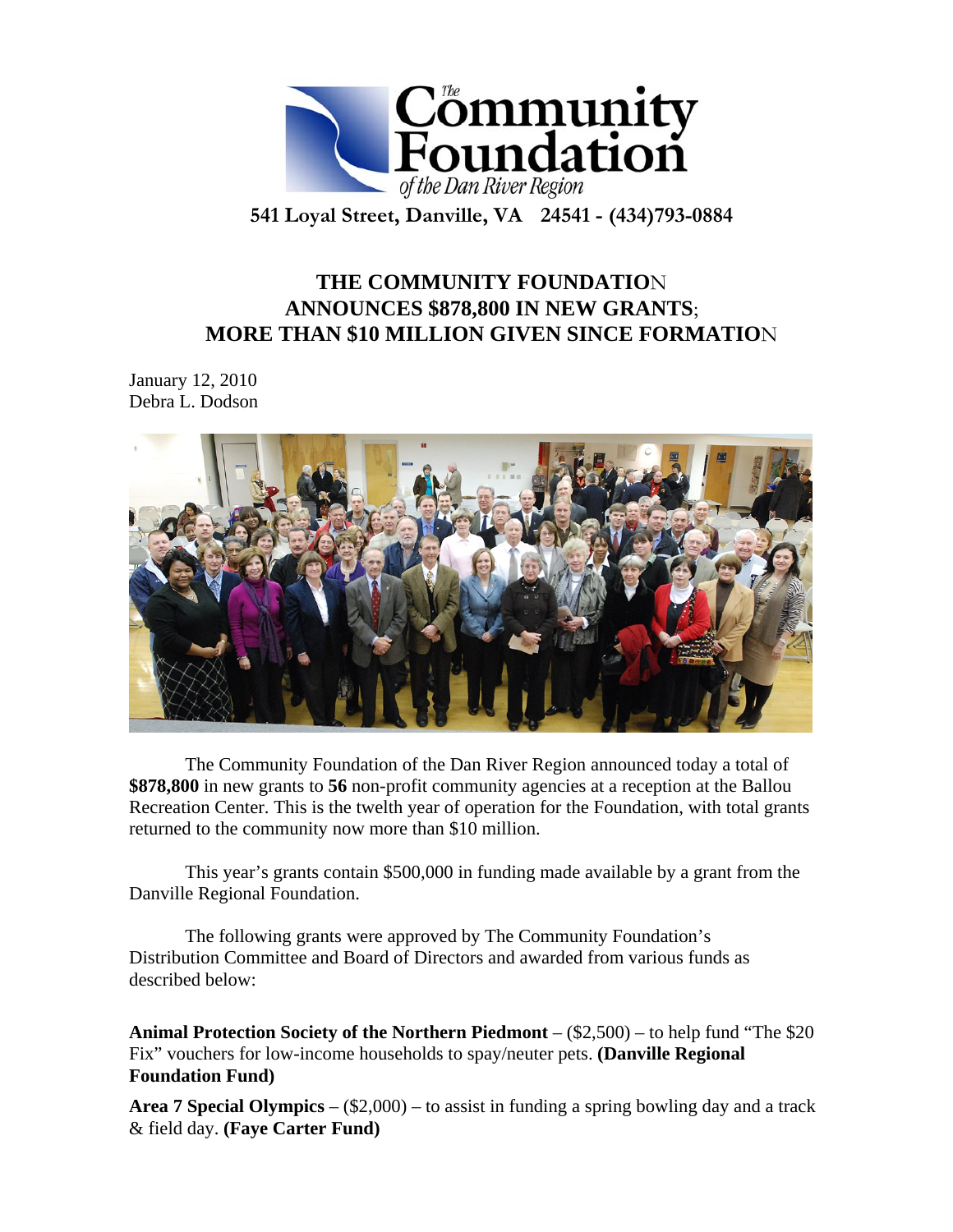The Community Foundation of the Dan River Region

541 Loyal Street, Danville, VA 24541 - (434)793-0884

# THE COMMUNITY FOUNDATION ANNOUNCES $878,800 IN NEW GRANTS; MORE THAN $10 MILLION GIVEN SINCE FORMATION

January 12, 2010
Debra L. Dodson

The Community Foundation of the Dan River Region announced today a total of **$878,800** in new grants to **56** non-profit community agencies at a reception at the Ballou Recreation Center. This is the twelth year of operation for the Foundation, with total grants returned to the community now more than $10 million.

This year's grants contain $500,000 in funding made available by a grant from the Danville Regional Foundation.

The following grants were approved by The Community Foundation's Distribution Committee and Board of Directors and awarded from various funds as described below:

**Animal Protection Society of the Northern Piedmont** – ($2,500) – to help fund "The $20 Fix" vouchers for low-income households to spay/neuter pets. **(Danville Regional Foundation Fund)**

**Area 7 Special Olympics** – ($2,000) – to assist in funding a spring bowling day and a track & field day. **(Faye Carter Fund)**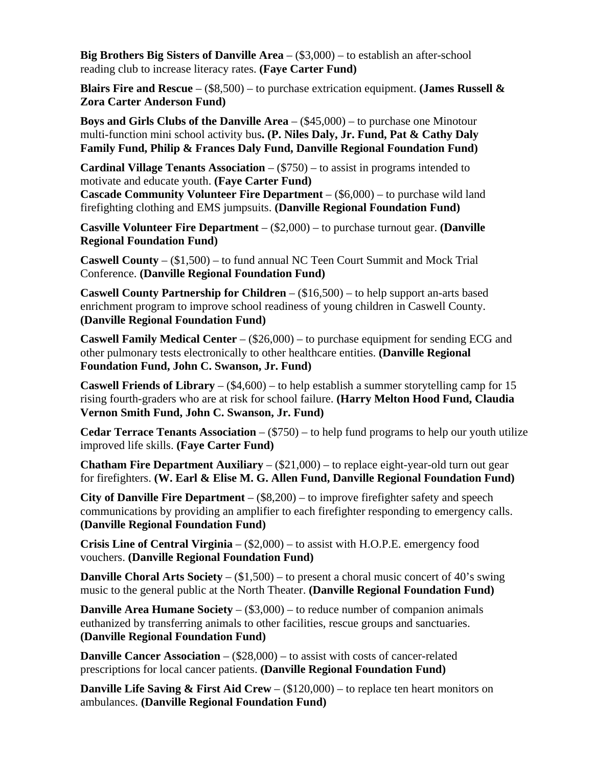**Big Brothers Big Sisters of Danville Area** – ($3,000) – to establish an after-school reading club to increase literacy rates. **(Faye Carter Fund)**

**Blairs Fire and Rescue** – ($8,500) – to purchase extrication equipment. **(James Russell & Zora Carter Anderson Fund)**

**Boys and Girls Clubs of the Danville Area** – ($45,000) – to purchase one Minotour multi-function mini school activity bus**. (P. Niles Daly, Jr. Fund, Pat & Cathy Daly Family Fund, Philip & Frances Daly Fund, Danville Regional Foundation Fund)**

**Cardinal Village Tenants Association** – ($750) – to assist in programs intended to motivate and educate youth. **(Faye Carter Fund)**

**Cascade Community Volunteer Fire Department** – ($6,000) – to purchase wild land firefighting clothing and EMS jumpsuits. **(Danville Regional Foundation Fund)**

**Casville Volunteer Fire Department** – ($2,000) – to purchase turnout gear. **(Danville Regional Foundation Fund)**

**Caswell County** – ($1,500) – to fund annual NC Teen Court Summit and Mock Trial Conference. **(Danville Regional Foundation Fund)**

**Caswell County Partnership for Children** – ($16,500) – to help support an-arts based enrichment program to improve school readiness of young children in Caswell County. **(Danville Regional Foundation Fund)**

**Caswell Family Medical Center** – ($26,000) – to purchase equipment for sending ECG and other pulmonary tests electronically to other healthcare entities. **(Danville Regional Foundation Fund, John C. Swanson, Jr. Fund)**

**Caswell Friends of Library** – ($4,600) – to help establish a summer storytelling camp for 15 rising fourth-graders who are at risk for school failure. **(Harry Melton Hood Fund, Claudia Vernon Smith Fund, John C. Swanson, Jr. Fund)**

**Cedar Terrace Tenants Association** – ($750) – to help fund programs to help our youth utilize improved life skills. **(Faye Carter Fund)**

**Chatham Fire Department Auxiliary** – ($21,000) – to replace eight-year-old turn out gear for firefighters. **(W. Earl & Elise M. G. Allen Fund, Danville Regional Foundation Fund)**

**City of Danville Fire Department** – ($8,200) – to improve firefighter safety and speech communications by providing an amplifier to each firefighter responding to emergency calls. **(Danville Regional Foundation Fund)**

**Crisis Line of Central Virginia** – ($2,000) – to assist with H.O.P.E. emergency food vouchers. **(Danville Regional Foundation Fund)**

**Danville Choral Arts Society** – ($1,500) – to present a choral music concert of 40's swing music to the general public at the North Theater. **(Danville Regional Foundation Fund)**

**Danville Area Humane Society** – ($3,000) – to reduce number of companion animals euthanized by transferring animals to other facilities, rescue groups and sanctuaries. **(Danville Regional Foundation Fund)**

**Danville Cancer Association** – ($28,000) – to assist with costs of cancer-related prescriptions for local cancer patients. **(Danville Regional Foundation Fund)**

**Danville Life Saving & First Aid Crew** – ($120,000) – to replace ten heart monitors on ambulances. **(Danville Regional Foundation Fund)**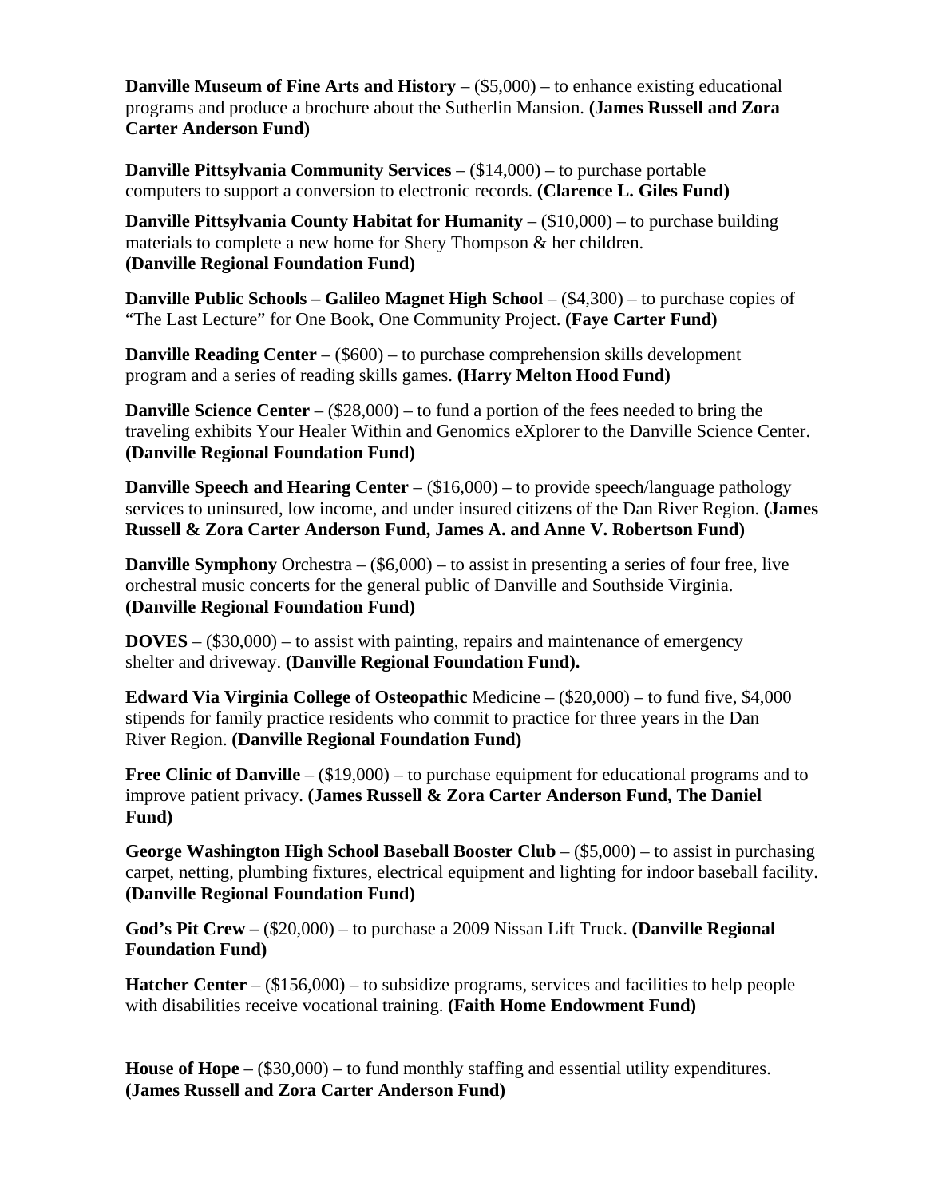**Danville Museum of Fine Arts and History** – ($5,000) – to enhance existing educational programs and produce a brochure about the Sutherlin Mansion. **(James Russell and Zora Carter Anderson Fund)**

**Danville Pittsylvania Community Services** – ($14,000) – to purchase portable computers to support a conversion to electronic records. **(Clarence L. Giles Fund)**

**Danville Pittsylvania County Habitat for Humanity** – ($10,000) – to purchase building materials to complete a new home for Shery Thompson & her children. **(Danville Regional Foundation Fund)**

**Danville Public Schools – Galileo Magnet High School** – ($4,300) – to purchase copies of "The Last Lecture" for One Book, One Community Project. **(Faye Carter Fund)**

**Danville Reading Center** – ($600) – to purchase comprehension skills development program and a series of reading skills games. **(Harry Melton Hood Fund)**

**Danville Science Center** – ($28,000) – to fund a portion of the fees needed to bring the traveling exhibits Your Healer Within and Genomics eXplorer to the Danville Science Center. **(Danville Regional Foundation Fund)**

**Danville Speech and Hearing Center** – ($16,000) – to provide speech/language pathology services to uninsured, low income, and under insured citizens of the Dan River Region. **(James Russell & Zora Carter Anderson Fund, James A. and Anne V. Robertson Fund)**

**Danville Symphony** Orchestra – ($6,000) – to assist in presenting a series of four free, live orchestral music concerts for the general public of Danville and Southside Virginia. **(Danville Regional Foundation Fund)**

**DOVES** – ($30,000) – to assist with painting, repairs and maintenance of emergency shelter and driveway. **(Danville Regional Foundation Fund).**

**Edward Via Virginia College of Osteopathic** Medicine – ($20,000) – to fund five, $4,000 stipends for family practice residents who commit to practice for three years in the Dan River Region. **(Danville Regional Foundation Fund)**

**Free Clinic of Danville** – ($19,000) – to purchase equipment for educational programs and to improve patient privacy. **(James Russell & Zora Carter Anderson Fund, The Daniel Fund)**

**George Washington High School Baseball Booster Club** – ($5,000) – to assist in purchasing carpet, netting, plumbing fixtures, electrical equipment and lighting for indoor baseball facility. **(Danville Regional Foundation Fund)**

**God's Pit Crew –** ($20,000) – to purchase a 2009 Nissan Lift Truck. **(Danville Regional Foundation Fund)**

**Hatcher Center** – ($156,000) – to subsidize programs, services and facilities to help people with disabilities receive vocational training. **(Faith Home Endowment Fund)**

**House of Hope** – ($30,000) – to fund monthly staffing and essential utility expenditures. **(James Russell and Zora Carter Anderson Fund)**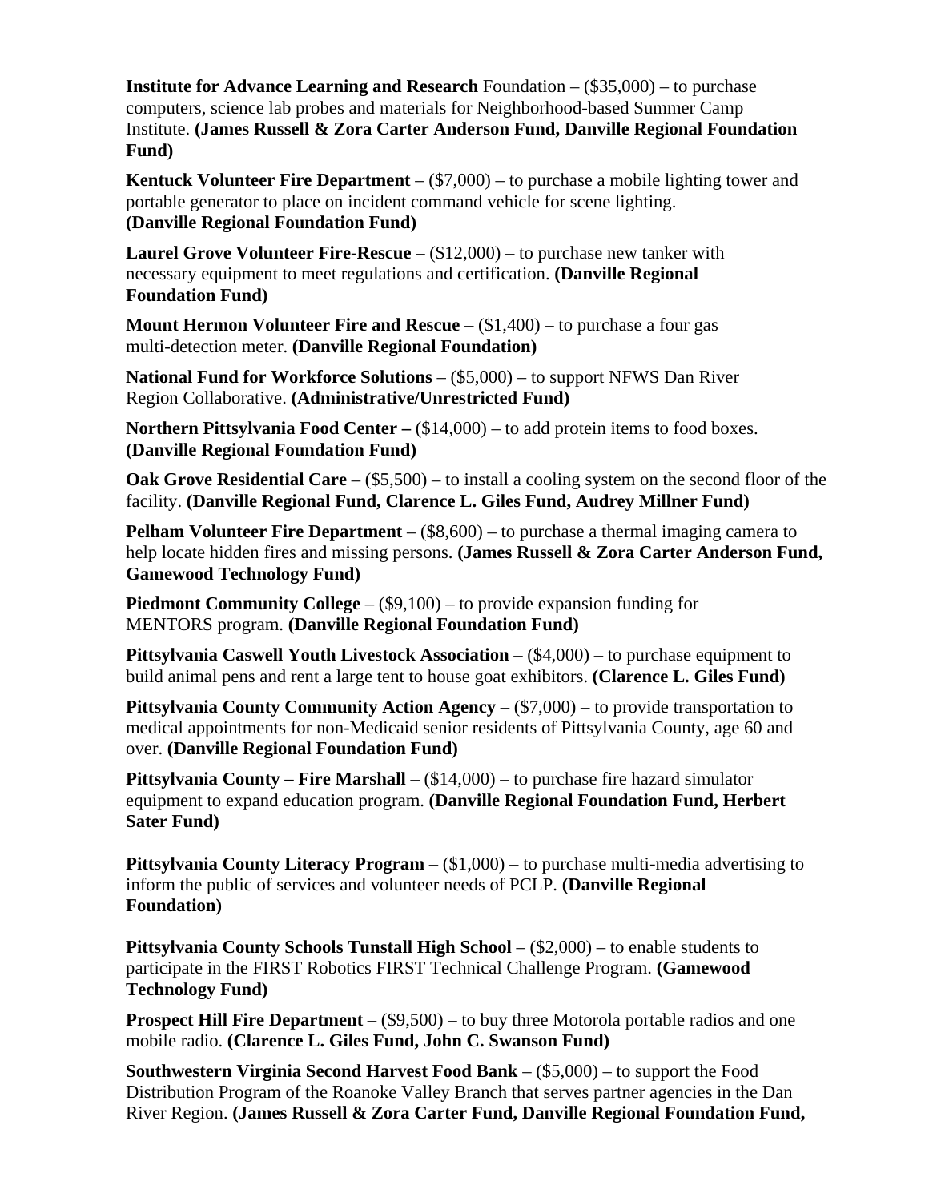**Institute for Advance Learning and Research** Foundation – ($35,000) – to purchase computers, science lab probes and materials for Neighborhood-based Summer Camp Institute. **(James Russell & Zora Carter Anderson Fund, Danville Regional Foundation Fund)**

**Kentuck Volunteer Fire Department** – ($7,000) – to purchase a mobile lighting tower and portable generator to place on incident command vehicle for scene lighting. **(Danville Regional Foundation Fund)**

**Laurel Grove Volunteer Fire-Rescue** – ($12,000) – to purchase new tanker with necessary equipment to meet regulations and certification. **(Danville Regional Foundation Fund)**

**Mount Hermon Volunteer Fire and Rescue** – ($1,400) – to purchase a four gas multi-detection meter. **(Danville Regional Foundation)**

**National Fund for Workforce Solutions** – ($5,000) – to support NFWS Dan River Region Collaborative. **(Administrative/Unrestricted Fund)**

**Northern Pittsylvania Food Center –** ($14,000) – to add protein items to food boxes. **(Danville Regional Foundation Fund)**

**Oak Grove Residential Care** – ($5,500) – to install a cooling system on the second floor of the facility. **(Danville Regional Fund, Clarence L. Giles Fund, Audrey Millner Fund)**

**Pelham Volunteer Fire Department** – ($8,600) – to purchase a thermal imaging camera to help locate hidden fires and missing persons. **(James Russell & Zora Carter Anderson Fund, Gamewood Technology Fund)**

**Piedmont Community College** – ($9,100) – to provide expansion funding for MENTORS program. **(Danville Regional Foundation Fund)**

**Pittsylvania Caswell Youth Livestock Association** – ($4,000) – to purchase equipment to build animal pens and rent a large tent to house goat exhibitors. **(Clarence L. Giles Fund)**

**Pittsylvania County Community Action Agency** – ($7,000) – to provide transportation to medical appointments for non-Medicaid senior residents of Pittsylvania County, age 60 and over. **(Danville Regional Foundation Fund)**

**Pittsylvania County – Fire Marshall** – ($14,000) – to purchase fire hazard simulator equipment to expand education program. **(Danville Regional Foundation Fund, Herbert Sater Fund)**

**Pittsylvania County Literacy Program** – ($1,000) – to purchase multi-media advertising to inform the public of services and volunteer needs of PCLP. **(Danville Regional Foundation)**

**Pittsylvania County Schools Tunstall High School** – ($2,000) – to enable students to participate in the FIRST Robotics FIRST Technical Challenge Program. **(Gamewood Technology Fund)**

**Prospect Hill Fire Department** – ($9,500) – to buy three Motorola portable radios and one mobile radio. **(Clarence L. Giles Fund, John C. Swanson Fund)**

**Southwestern Virginia Second Harvest Food Bank** – ($5,000) – to support the Food Distribution Program of the Roanoke Valley Branch that serves partner agencies in the Dan River Region. **(James Russell & Zora Carter Fund, Danville Regional Foundation Fund,**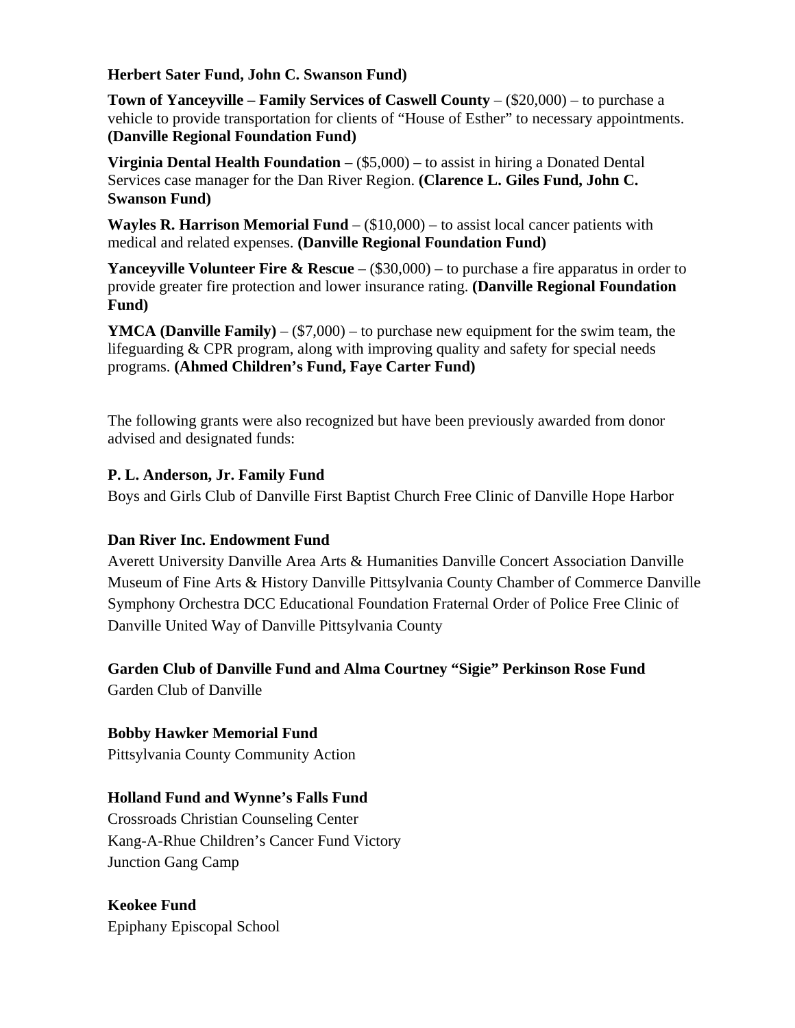**Herbert Sater Fund, John C. Swanson Fund)**

**Town of Yanceyville – Family Services of Caswell County** – ($20,000) – to purchase a vehicle to provide transportation for clients of "House of Esther" to necessary appointments. **(Danville Regional Foundation Fund)**

**Virginia Dental Health Foundation** – ($5,000) – to assist in hiring a Donated Dental Services case manager for the Dan River Region. **(Clarence L. Giles Fund, John C. Swanson Fund)**

**Wayles R. Harrison Memorial Fund** – ($10,000) – to assist local cancer patients with medical and related expenses. **(Danville Regional Foundation Fund)**

**Yanceyville Volunteer Fire & Rescue** – ($30,000) – to purchase a fire apparatus in order to provide greater fire protection and lower insurance rating. **(Danville Regional Foundation Fund)**

**YMCA (Danville Family)** – ($7,000) – to purchase new equipment for the swim team, the lifeguarding & CPR program, along with improving quality and safety for special needs programs. **(Ahmed Children's Fund, Faye Carter Fund)**

The following grants were also recognized but have been previously awarded from donor advised and designated funds:

**P. L. Anderson, Jr. Family Fund**
Boys and Girls Club of Danville First Baptist Church Free Clinic of Danville Hope Harbor

**Dan River Inc. Endowment Fund**
Averett University Danville Area Arts & Humanities Danville Concert Association Danville Museum of Fine Arts & History Danville Pittsylvania County Chamber of Commerce Danville Symphony Orchestra DCC Educational Foundation Fraternal Order of Police Free Clinic of Danville United Way of Danville Pittsylvania County

**Garden Club of Danville Fund and Alma Courtney "Sigie" Perkinson Rose Fund**
Garden Club of Danville

**Bobby Hawker Memorial Fund**
Pittsylvania County Community Action

**Holland Fund and Wynne's Falls Fund**
Crossroads Christian Counseling Center
Kang-A-Rhue Children's Cancer Fund Victory
Junction Gang Camp

**Keokee Fund**
Epiphany Episcopal School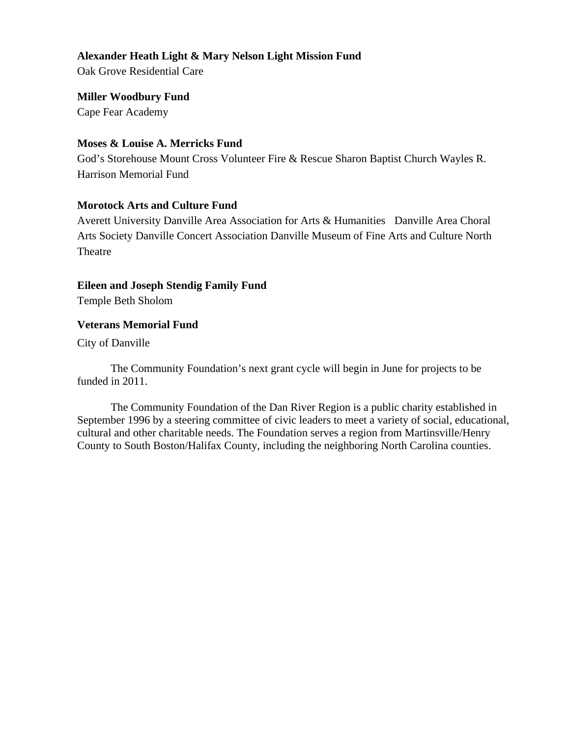**Alexander Heath Light & Mary Nelson Light Mission Fund**
Oak Grove Residential Care

**Miller Woodbury Fund**
Cape Fear Academy

**Moses & Louise A. Merricks Fund**
God's Storehouse Mount Cross Volunteer Fire & Rescue Sharon Baptist Church Wayles R. Harrison Memorial Fund

**Morotock Arts and Culture Fund**
Averett University Danville Area Association for Arts & Humanities Danville Area Choral Arts Society Danville Concert Association Danville Museum of Fine Arts and Culture North Theatre

**Eileen and Joseph Stendig Family Fund**
Temple Beth Sholom

**Veterans Memorial Fund**
City of Danville

The Community Foundation's next grant cycle will begin in June for projects to be funded in 2011.

The Community Foundation of the Dan River Region is a public charity established in September 1996 by a steering committee of civic leaders to meet a variety of social, educational, cultural and other charitable needs. The Foundation serves a region from Martinsville/Henry County to South Boston/Halifax County, including the neighboring North Carolina counties.